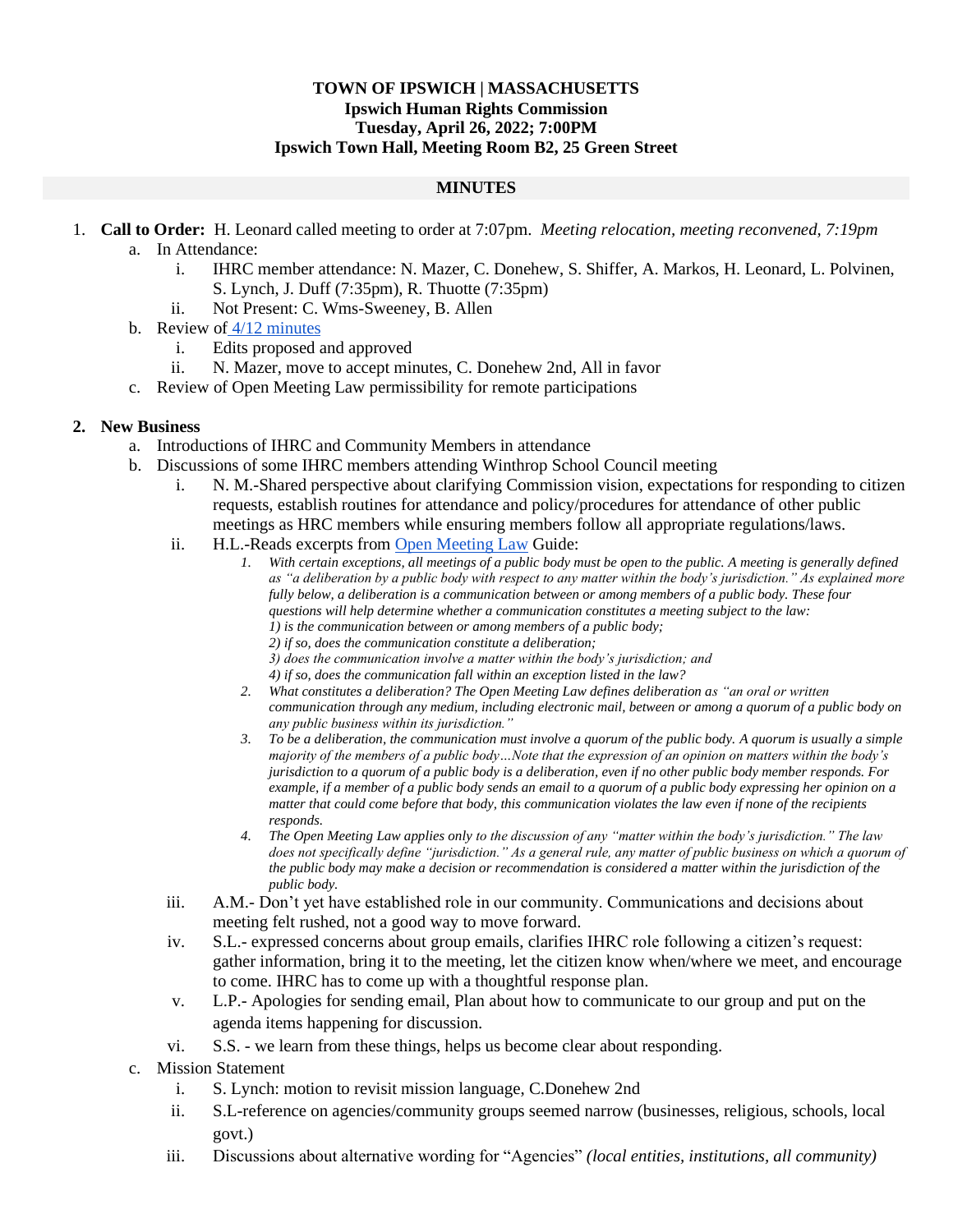**TOWN OF IPSWICH | MASSACHUSETTS**
**Ipswich Human Rights Commission**
**Tuesday, April 26, 2022; 7:00PM**
**Ipswich Town Hall, Meeting Room B2, 25 Green Street**

## MINUTES

1. **Call to Order:** H. Leonard called meeting to order at 7:07pm. *Meeting relocation, meeting reconvened, 7:19pm*
   a. In Attendance:
      i. IHRC member attendance: N. Mazer, C. Donehew, S. Shiffer, A. Markos, H. Leonard, L. Polvinen, S. Lynch, J. Duff (7:35pm), R. Thuotte (7:35pm)
      ii. Not Present: C. Wms-Sweeney, B. Allen
   b. Review of 4/12 minutes
      i. Edits proposed and approved
      ii. N. Mazer, move to accept minutes, C. Donehew 2nd, All in favor
   c. Review of Open Meeting Law permissibility for remote participations

2. **New Business**
   a. Introductions of IHRC and Community Members in attendance
   b. Discussions of some IHRC members attending Winthrop School Council meeting
      i. N. M.-Shared perspective about clarifying Commission vision, expectations for responding to citizen requests, establish routines for attendance and policy/procedures for attendance of other public meetings as HRC members while ensuring members follow all appropriate regulations/laws.
      ii. H.L.-Reads excerpts from Open Meeting Law Guide:
         1. *With certain exceptions, all meetings of a public body must be open to the public. A meeting is generally defined as "a deliberation by a public body with respect to any matter within the body's jurisdiction." As explained more fully below, a deliberation is a communication between or among members of a public body. These four questions will help determine whether a communication constitutes a meeting subject to the law:*
            *1) is the communication between or among members of a public body;*
            *2) if so, does the communication constitute a deliberation;*
            *3) does the communication involve a matter within the body's jurisdiction; and*
            *4) if so, does the communication fall within an exception listed in the law?*
         2. *What constitutes a deliberation? The Open Meeting Law defines deliberation as "an oral or written communication through any medium, including electronic mail, between or among a quorum of a public body on any public business within its jurisdiction."*
         3. *To be a deliberation, the communication must involve a quorum of the public body. A quorum is usually a simple majority of the members of a public body…Note that the expression of an opinion on matters within the body's jurisdiction to a quorum of a public body is a deliberation, even if no other public body member responds. For example, if a member of a public body sends an email to a quorum of a public body expressing her opinion on a matter that could come before that body, this communication violates the law even if none of the recipients responds.*
         4. *The Open Meeting Law applies only to the discussion of any "matter within the body's jurisdiction." The law does not specifically define "jurisdiction." As a general rule, any matter of public business on which a quorum of the public body may make a decision or recommendation is considered a matter within the jurisdiction of the public body.*
      iii. A.M.- Don't yet have established role in our community. Communications and decisions about meeting felt rushed, not a good way to move forward.
      iv. S.L.- expressed concerns about group emails, clarifies IHRC role following a citizen's request: gather information, bring it to the meeting, let the citizen know when/where we meet, and encourage to come. IHRC has to come up with a thoughtful response plan.
      v. L.P.- Apologies for sending email, Plan about how to communicate to our group and put on the agenda items happening for discussion.
      vi. S.S. - we learn from these things, helps us become clear about responding.
   c. Mission Statement
      i. S. Lynch: motion to revisit mission language, C.Donehew 2nd
      ii. S.L-reference on agencies/community groups seemed narrow (businesses, religious, schools, local govt.)
      iii. Discussions about alternative wording for "Agencies" *(local entities, institutions, all community)*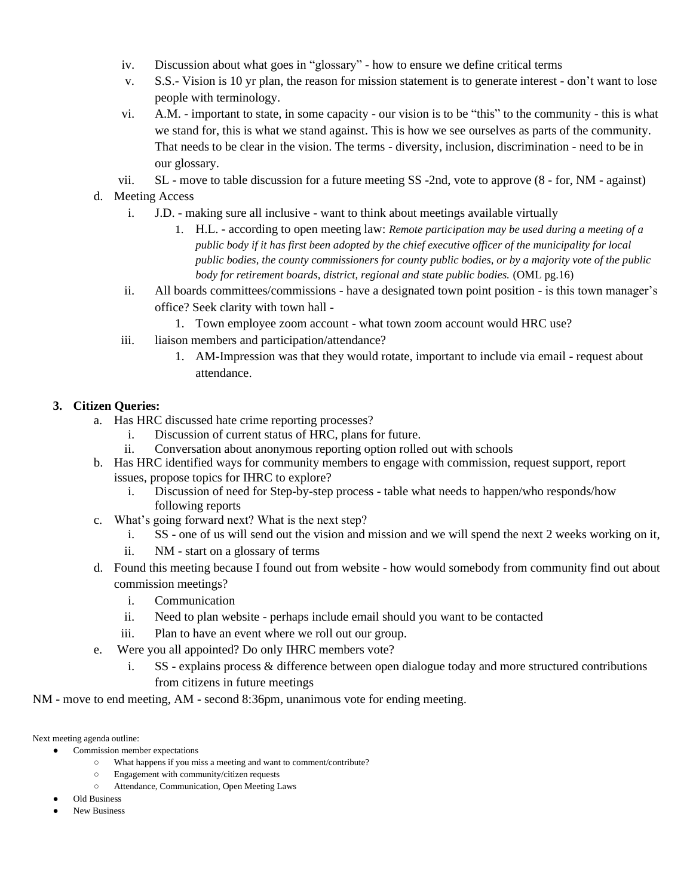iv. Discussion about what goes in "glossary" - how to ensure we define critical terms
   v. S.S.- Vision is 10 yr plan, the reason for mission statement is to generate interest - don't want to lose people with terminology.
   vi. A.M. - important to state, in some capacity - our vision is to be "this" to the community - this is what we stand for, this is what we stand against. This is how we see ourselves as parts of the community. That needs to be clear in the vision. The terms - diversity, inclusion, discrimination - need to be in our glossary.
   vii. SL - move to table discussion for a future meeting SS -2nd, vote to approve (8 - for, NM - against)

d. Meeting Access
   i. J.D. - making sure all inclusive - want to think about meetings available virtually
      1. H.L. - according to open meeting law: *Remote participation may be used during a meeting of a public body if it has first been adopted by the chief executive officer of the municipality for local public bodies, the county commissioners for county public bodies, or by a majority vote of the public body for retirement boards, district, regional and state public bodies.* (OML pg.16)
   ii. All boards committees/commissions - have a designated town point position - is this town manager's office? Seek clarity with town hall -
      1. Town employee zoom account - what town zoom account would HRC use?
   iii. liaison members and participation/attendance?
      1. AM-Impression was that they would rotate, important to include via email - request about attendance.

**3. Citizen Queries:**

a. Has HRC discussed hate crime reporting processes?
   i. Discussion of current status of HRC, plans for future.
   ii. Conversation about anonymous reporting option rolled out with schools

b. Has HRC identified ways for community members to engage with commission, request support, report issues, propose topics for IHRC to explore?
   i. Discussion of need for Step-by-step process - table what needs to happen/who responds/how following reports

c. What's going forward next? What is the next step?
   i. SS - one of us will send out the vision and mission and we will spend the next 2 weeks working on it,
   ii. NM - start on a glossary of terms

d. Found this meeting because I found out from website - how would somebody from community find out about commission meetings?
   i. Communication
   ii. Need to plan website - perhaps include email should you want to be contacted
   iii. Plan to have an event where we roll out our group.

e. Were you all appointed? Do only IHRC members vote?
   i. SS - explains process & difference between open dialogue today and more structured contributions from citizens in future meetings

NM - move to end meeting, AM - second 8:36pm, unanimous vote for ending meeting.

Next meeting agenda outline:

- Commission member expectations
  - What happens if you miss a meeting and want to comment/contribute?
  - Engagement with community/citizen requests
  - Attendance, Communication, Open Meeting Laws
- Old Business
- New Business